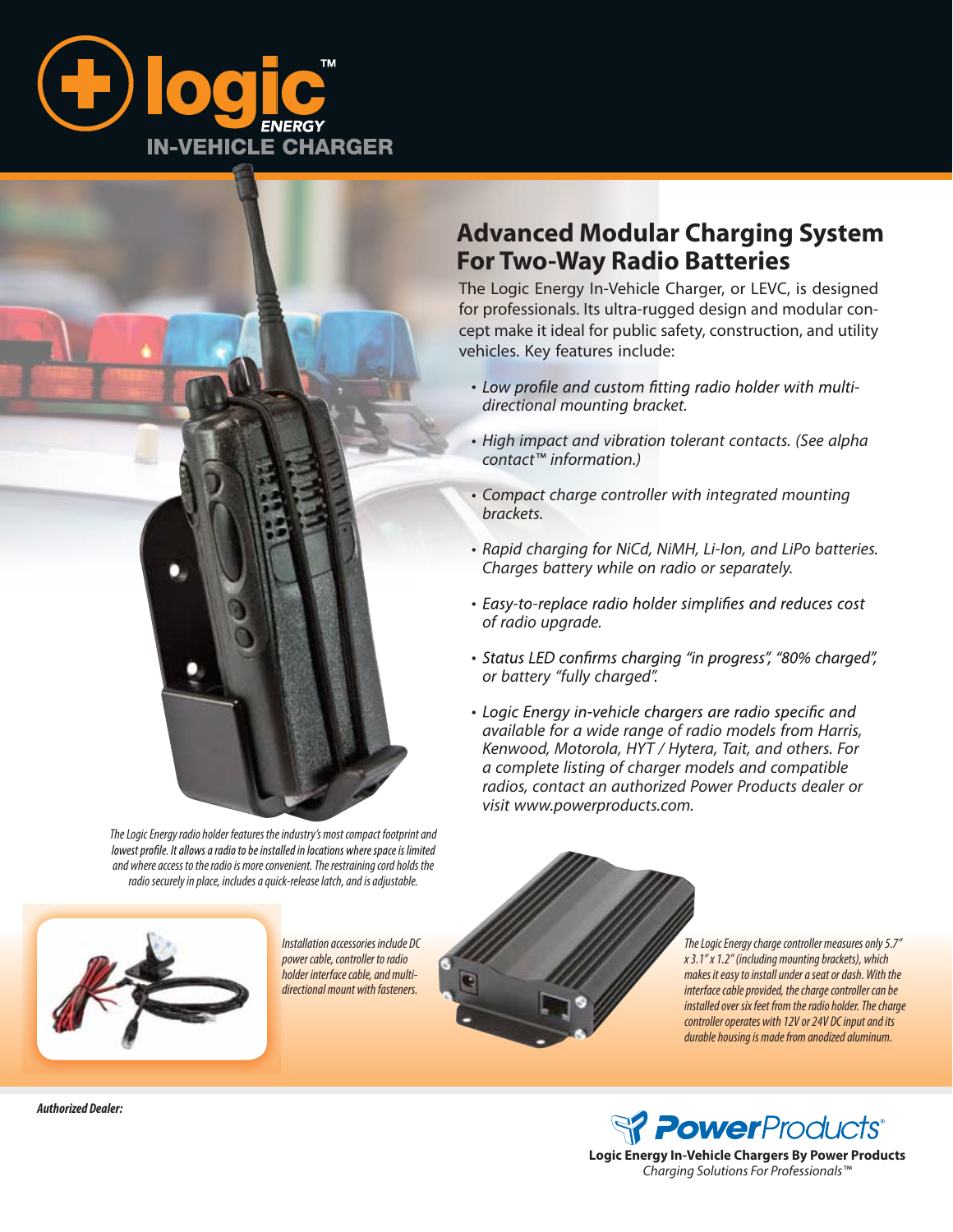# logic ENERGY IN-VEHICLE CHARGER

## Advanced Modular Charging System For Two-Way Radio Batteries

The Logic Energy In-Vehicle Charger, or LEVC, is designed for professionals. Its ultra-rugged design and modular concept make it ideal for public safety, construction, and utility vehicles. Key features include:

- *Low profile and custom fitting radio holder with multi-directional mounting bracket.*
- *High impact and vibration tolerant contacts. (See alpha contact™ information.)*
- *Compact charge controller with integrated mounting brackets.*
- *Rapid charging for NiCd, NiMH, Li-Ion, and LiPo batteries. Charges battery while on radio or separately.*
- *Easy-to-replace radio holder simplifies and reduces cost of radio upgrade.*
- *Status LED confirms charging "in progress", "80% charged", or battery "fully charged".*
- *Logic Energy in-vehicle chargers are radio specific and available for a wide range of radio models from Harris, Kenwood, Motorola, HYT / Hytera, Tait, and others. For a complete listing of charger models and compatible radios, contact an authorized Power Products dealer or visit www.powerproducts.com.*

*The Logic Energy radio holder features the industry's most compact footprint and lowest profile. It allows a radio to be installed in locations where space is limited and where access to the radio is more convenient. The restraining cord holds the radio securely in place, includes a quick-release latch, and is adjustable.*

*Installation accessories include DC power cable, controller to radio holder interface cable, and multi-directional mount with fasteners.*

*The Logic Energy charge controller measures only 5.7" x 3.1" x 1.2" (including mounting brackets), which makes it easy to install under a seat or dash. With the interface cable provided, the charge controller can be installed over six feet from the radio holder. The charge controller operates with 12V or 24V DC input and its durable housing is made from anodized aluminum.*

***Authorized Dealer:***

**PowerProducts®**

**Logic Energy In-Vehicle Chargers By Power Products**
*Charging Solutions For Professionals™*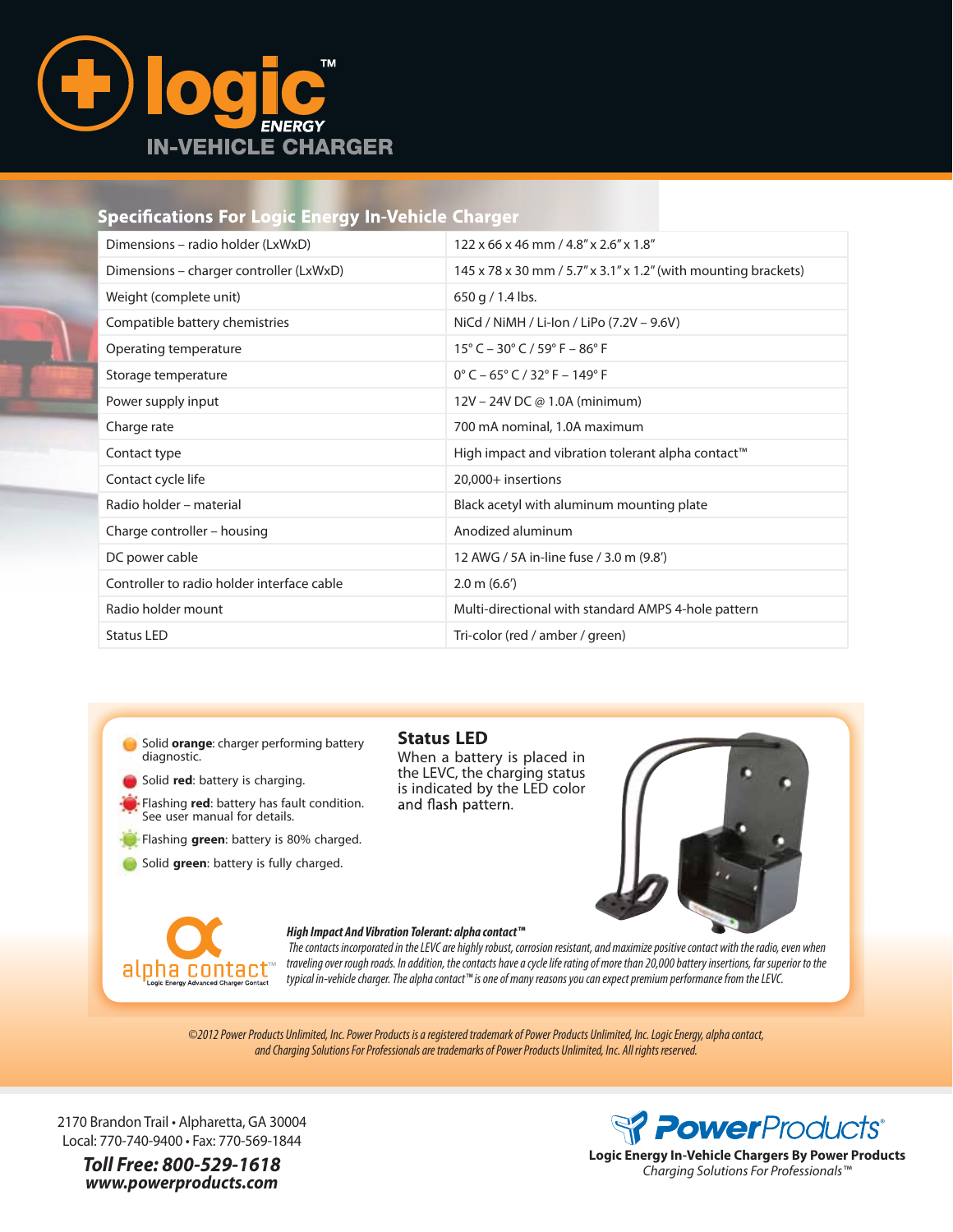# logic ENERGY

## IN-VEHICLE CHARGER

### Specifications For Logic Energy In-Vehicle Charger

| | |
|---|---|
| Dimensions – radio holder (LxWxD) | 122 x 66 x 46 mm / 4.8″ x 2.6″ x 1.8″ |
| Dimensions – charger controller (LxWxD) | 145 x 78 x 30 mm / 5.7″ x 3.1″ x 1.2″ (with mounting brackets) |
| Weight (complete unit) | 650 g / 1.4 lbs. |
| Compatible battery chemistries | NiCd / NiMH / Li-Ion / LiPo (7.2V – 9.6V) |
| Operating temperature | 15° C – 30° C / 59° F – 86° F |
| Storage temperature | 0° C – 65° C / 32° F – 149° F |
| Power supply input | 12V – 24V DC @ 1.0A (minimum) |
| Charge rate | 700 mA nominal, 1.0A maximum |
| Contact type | High impact and vibration tolerant alpha contact™ |
| Contact cycle life | 20,000+ insertions |
| Radio holder – material | Black acetyl with aluminum mounting plate |
| Charge controller – housing | Anodized aluminum |
| DC power cable | 12 AWG / 5A in-line fuse / 3.0 m (9.8′) |
| Controller to radio holder interface cable | 2.0 m (6.6′) |
| Radio holder mount | Multi-directional with standard AMPS 4-hole pattern |
| Status LED | Tri-color (red / amber / green) |

- Solid **orange**: charger performing battery diagnostic.
- Solid **red**: battery is charging.
- Flashing **red**: battery has fault condition. See user manual for details.
- Flashing **green**: battery is 80% charged.
- Solid **green**: battery is fully charged.

### Status LED

When a battery is placed in the LEVC, the charging status is indicated by the LED color and flash pattern.

alpha contact™
Logic Energy Advanced Charger Contact

***High Impact And Vibration Tolerant: alpha contact™***

*The contacts incorporated in the LEVC are highly robust, corrosion resistant, and maximize positive contact with the radio, even when traveling over rough roads. In addition, the contacts have a cycle life rating of more than 20,000 battery insertions, far superior to the typical in-vehicle charger. The alpha contact™ is one of many reasons you can expect premium performance from the LEVC.*

*©2012 Power Products Unlimited, Inc. Power Products is a registered trademark of Power Products Unlimited, Inc. Logic Energy, alpha contact, and Charging Solutions For Professionals are trademarks of Power Products Unlimited, Inc. All rights reserved.*

2170 Brandon Trail • Alpharetta, GA 30004
Local: 770-740-9400 • Fax: 770-569-1844

***Toll Free: 800-529-1618***
***www.powerproducts.com***

PowerProducts®
**Logic Energy In-Vehicle Chargers By Power Products**
*Charging Solutions For Professionals™*